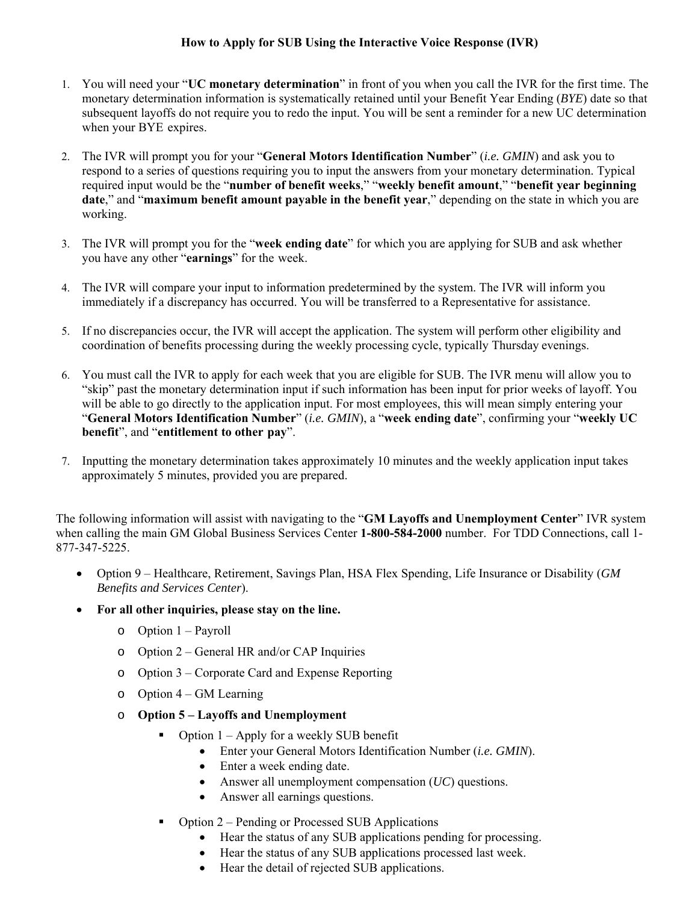# How to Apply for SUB Using the Interactive Voice Response (IVR)

1. You will need your "**UC monetary determination**" in front of you when you call the IVR for the first time. The monetary determination information is systematically retained until your Benefit Year Ending (*BYE*) date so that subsequent layoffs do not require you to redo the input. You will be sent a reminder for a new UC determination when your BYE expires.

2. The IVR will prompt you for your "**General Motors Identification Number**" (*i.e. GMIN*) and ask you to respond to a series of questions requiring you to input the answers from your monetary determination. Typical required input would be the "**number of benefit weeks**," "**weekly benefit amount**," "**benefit year beginning date**," and "**maximum benefit amount payable in the benefit year**," depending on the state in which you are working.

3. The IVR will prompt you for the "**week ending date**" for which you are applying for SUB and ask whether you have any other "**earnings**" for the week.

4. The IVR will compare your input to information predetermined by the system. The IVR will inform you immediately if a discrepancy has occurred. You will be transferred to a Representative for assistance.

5. If no discrepancies occur, the IVR will accept the application. The system will perform other eligibility and coordination of benefits processing during the weekly processing cycle, typically Thursday evenings.

6. You must call the IVR to apply for each week that you are eligible for SUB. The IVR menu will allow you to "skip" past the monetary determination input if such information has been input for prior weeks of layoff. You will be able to go directly to the application input. For most employees, this will mean simply entering your "**General Motors Identification Number**" (*i.e. GMIN*), a "**week ending date**", confirming your "**weekly UC benefit**", and "**entitlement to other pay**".

7. Inputting the monetary determination takes approximately 10 minutes and the weekly application input takes approximately 5 minutes, provided you are prepared.

The following information will assist with navigating to the "**GM Layoffs and Unemployment Center**" IVR system when calling the main GM Global Business Services Center **1-800-584-2000** number. For TDD Connections, call 1-877-347-5225.

- Option 9 – Healthcare, Retirement, Savings Plan, HSA Flex Spending, Life Insurance or Disability (*GM Benefits and Services Center*).
- **For all other inquiries, please stay on the line.**
  - Option 1 – Payroll
  - Option 2 – General HR and/or CAP Inquiries
  - Option 3 – Corporate Card and Expense Reporting
  - Option 4 – GM Learning
  - **Option 5 – Layoffs and Unemployment**
    - Option 1 – Apply for a weekly SUB benefit
      - Enter your General Motors Identification Number (*i.e. GMIN*).
      - Enter a week ending date.
      - Answer all unemployment compensation (*UC*) questions.
      - Answer all earnings questions.
    - Option 2 – Pending or Processed SUB Applications
      - Hear the status of any SUB applications pending for processing.
      - Hear the status of any SUB applications processed last week.
      - Hear the detail of rejected SUB applications.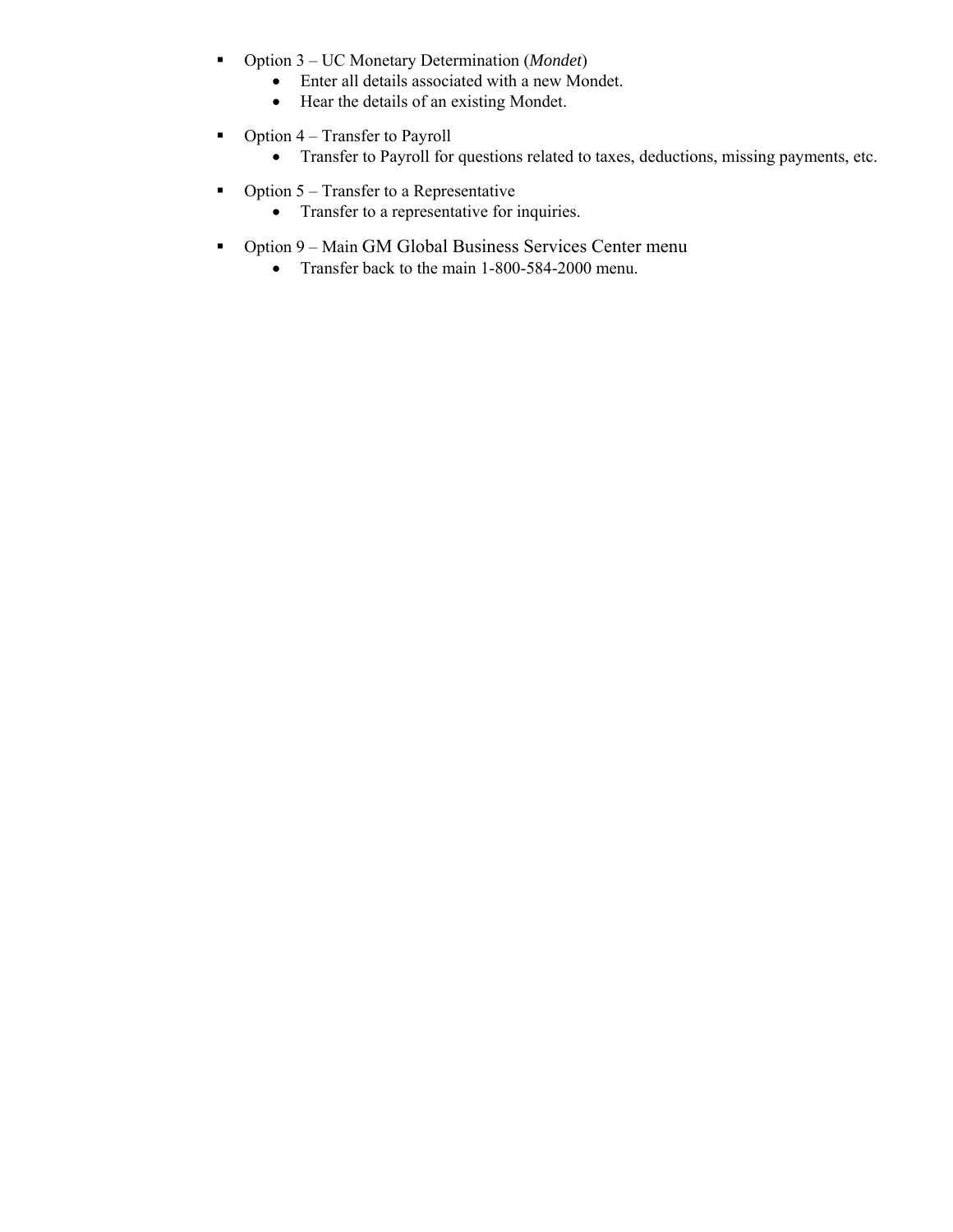- Option 3 – UC Monetary Determination (*Mondet*)
  - Enter all details associated with a new Mondet.
  - Hear the details of an existing Mondet.

- Option 4 – Transfer to Payroll
  - Transfer to Payroll for questions related to taxes, deductions, missing payments, etc.

- Option 5 – Transfer to a Representative
  - Transfer to a representative for inquiries.

- Option 9 – Main GM Global Business Services Center menu
  - Transfer back to the main 1-800-584-2000 menu.